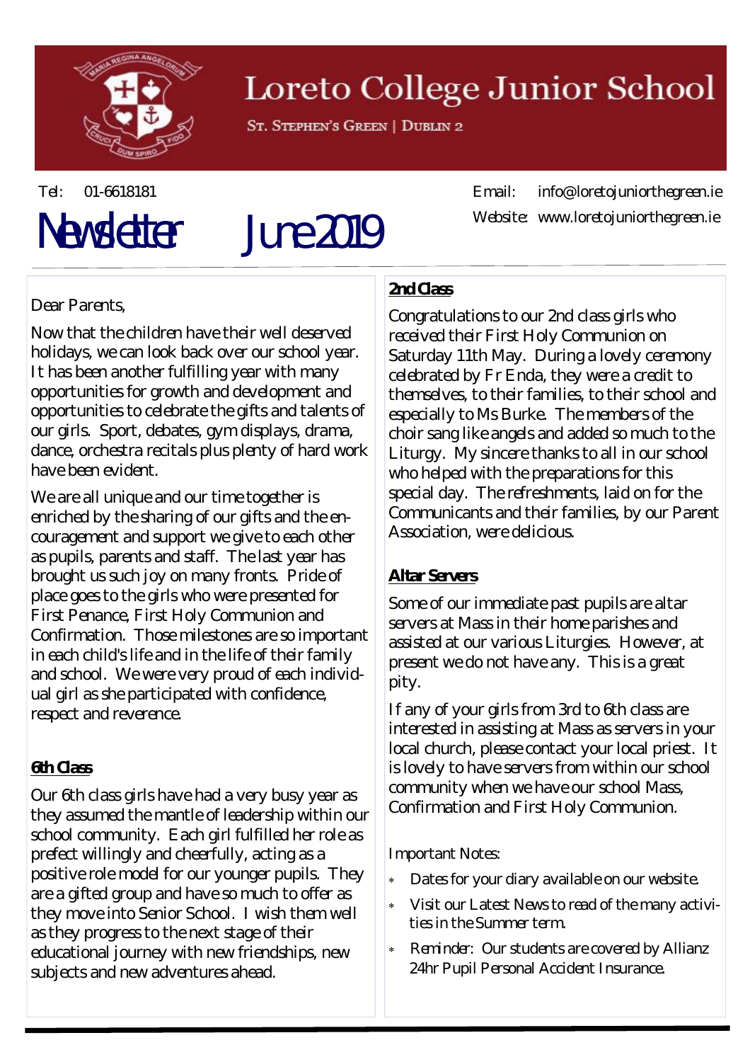# Loreto College Junior School

St. Stephen's Green | Dublin 2

Tel: 01-6618181

Email: info@loretojuniorthegreen.ie

Website: www.loretojuniorthegreen.ie

# Newsletter June 2019

Dear Parents,

Now that the children have their well deserved holidays, we can look back over our school year. It has been another fulfilling year with many opportunities for growth and development and opportunities to celebrate the gifts and talents of our girls. Sport, debates, gym displays, drama, dance, orchestra recitals plus plenty of hard work have been evident.

We are all unique and our time together is enriched by the sharing of our gifts and the encouragement and support we give to each other as pupils, parents and staff. The last year has brought us such joy on many fronts. Pride of place goes to the girls who were presented for First Penance, First Holy Communion and Confirmation. Those milestones are so important in each child's life and in the life of their family and school. We were very proud of each individual girl as she participated with confidence, respect and reverence.

## 6th Class

Our 6th class girls have had a very busy year as they assumed the mantle of leadership within our school community. Each girl fulfilled her role as prefect willingly and cheerfully, acting as a positive role model for our younger pupils. They are a gifted group and have so much to offer as they move into Senior School. I wish them well as they progress to the next stage of their educational journey with new friendships, new subjects and new adventures ahead.

## 2nd Class

Congratulations to our 2nd class girls who received their First Holy Communion on Saturday 11th May. During a lovely ceremony celebrated by Fr Enda, they were a credit to themselves, to their families, to their school and especially to Ms Burke. The members of the choir sang like angels and added so much to the Liturgy. My sincere thanks to all in our school who helped with the preparations for this special day. The refreshments, laid on for the Communicants and their families, by our Parent Association, were delicious.

## Altar Servers

Some of our immediate past pupils are altar servers at Mass in their home parishes and assisted at our various Liturgies. However, at present we do not have any. This is a great pity.

If any of your girls from 3rd to 6th class are interested in assisting at Mass as servers in your local church, please contact your local priest. It is lovely to have servers from within our school community when we have our school Mass, Confirmation and First Holy Communion.

Important Notes:

- Dates for your diary available on our website.
- Visit our Latest News to read of the many activities in the Summer term.
- Reminder: Our students are covered by Allianz 24hr Pupil Personal Accident Insurance.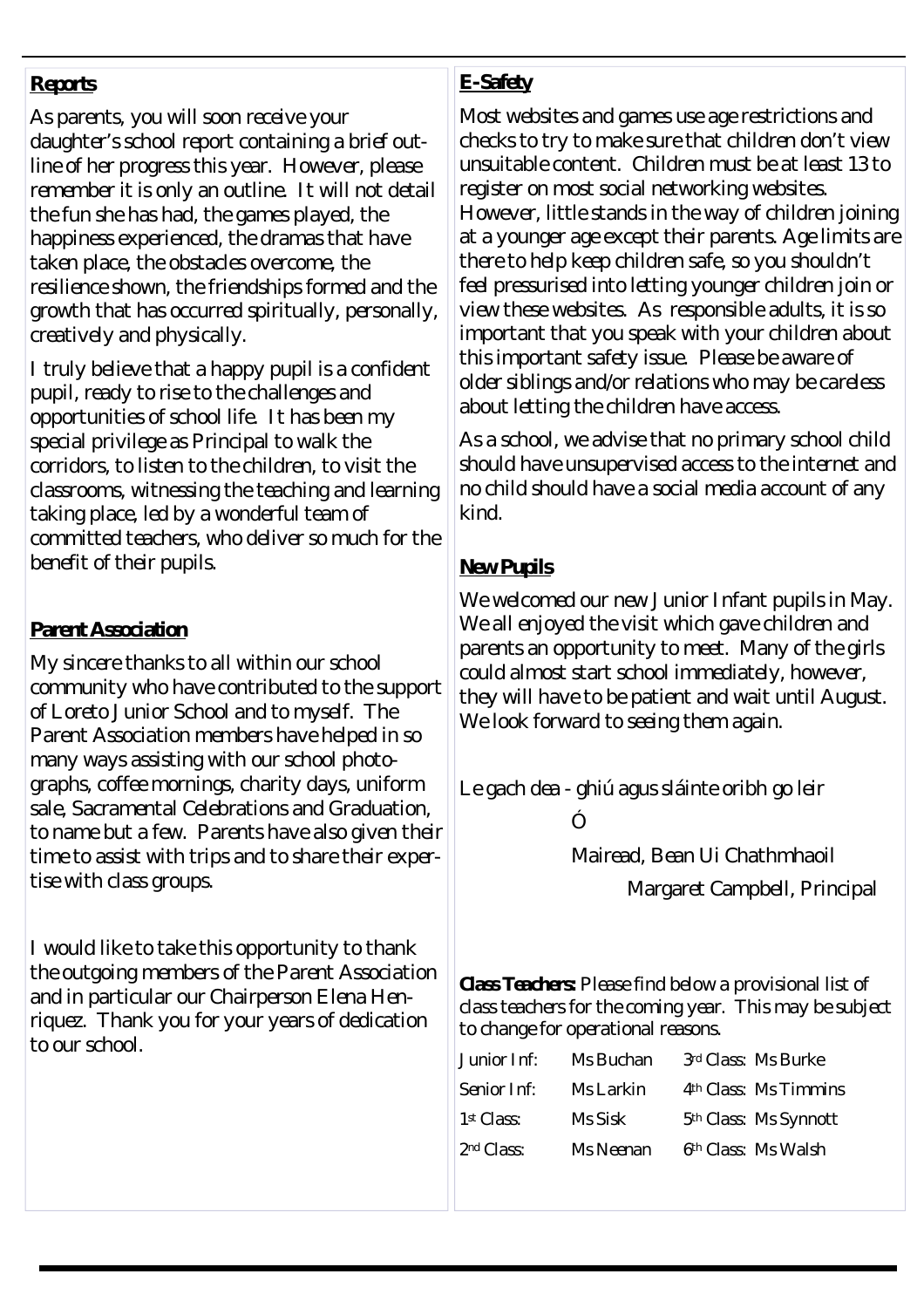## Reports

As parents, you will soon receive your daughter's school report containing a brief outline of her progress this year. However, please remember it is only an outline. It will not detail the fun she has had, the games played, the happiness experienced, the dramas that have taken place, the obstacles overcome, the resilience shown, the friendships formed and the growth that has occurred spiritually, personally, creatively and physically.

I truly believe that a happy pupil is a confident pupil, ready to rise to the challenges and opportunities of school life. It has been my special privilege as Principal to walk the corridors, to listen to the children, to visit the classrooms, witnessing the teaching and learning taking place, led by a wonderful team of committed teachers, who deliver so much for the benefit of their pupils.

## Parent Association

My sincere thanks to all within our school community who have contributed to the support of Loreto Junior School and to myself. The Parent Association members have helped in so many ways assisting with our school photographs, coffee mornings, charity days, uniform sale, Sacramental Celebrations and Graduation, to name but a few. Parents have also given their time to assist with trips and to share their expertise with class groups.

I would like to take this opportunity to thank the outgoing members of the Parent Association and in particular our Chairperson Elena Henriquez. Thank you for your years of dedication to our school.

## E-Safety

Most websites and games use age restrictions and checks to try to make sure that children don't view unsuitable content. Children must be at least 13 to register on most social networking websites. However, little stands in the way of children joining at a younger age except their parents. Age limits are there to help keep children safe, so you shouldn't feel pressurised into letting younger children join or view these websites. As responsible adults, it is so important that you speak with your children about this important safety issue. Please be aware of older siblings and/or relations who may be careless about letting the children have access.

As a school, we advise that no primary school child should have unsupervised access to the internet and no child should have a social media account of any kind.

## New Pupils

We welcomed our new Junior Infant pupils in May. We all enjoyed the visit which gave children and parents an opportunity to meet. Many of the girls could almost start school immediately, however, they will have to be patient and wait until August. We look forward to seeing them again.

Le gach dea - ghiú agus sláinte oribh go leir

Ó

Mairead, Bean Ui Chathmhaoil

Margaret Campbell, Principal

**Class Teachers:** Please find below a provisional list of class teachers for the coming year. This may be subject to change for operational reasons.

| | | | |
|---|---|---|---|
| Junior Inf: | Ms Buchan | 3rd Class: | Ms Burke |
| Senior Inf: | Ms Larkin | 4th Class: | Ms Timmins |
| 1st Class: | Ms Sisk | 5th Class: | Ms Synnott |
| 2nd Class: | Ms Neenan | 6th Class: | Ms Walsh |